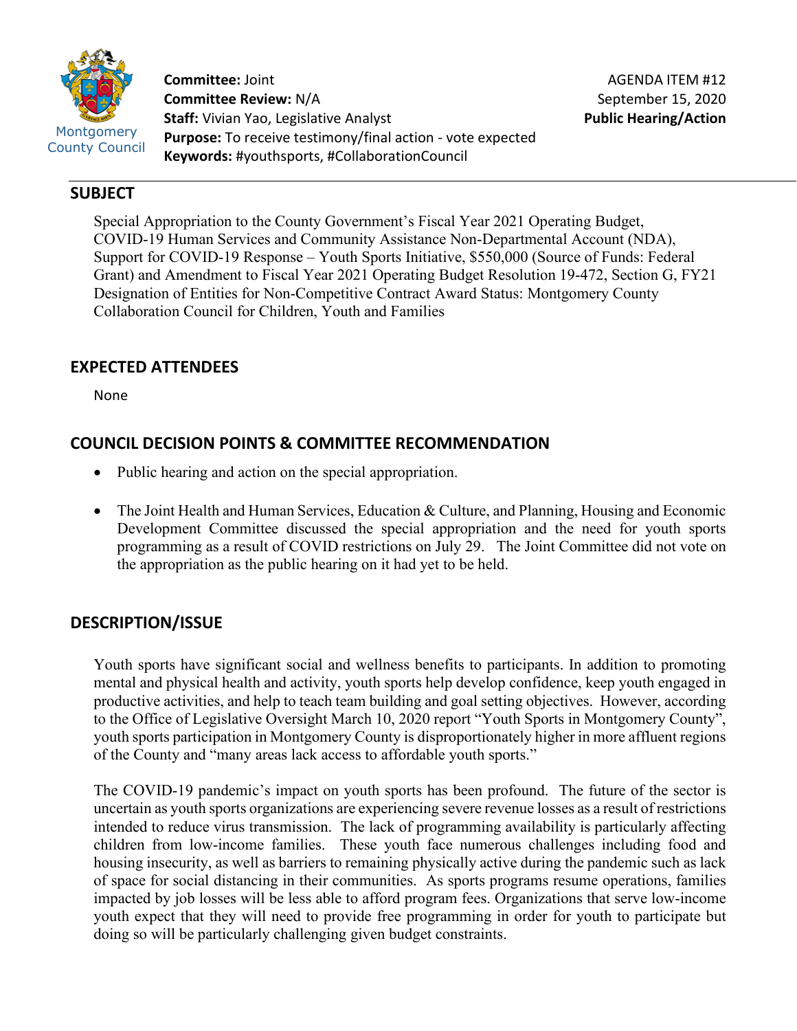Montgomery County Council

**Committee:** Joint
**Committee Review:** N/A
**Staff:** Vivian Yao, Legislative Analyst
**Purpose:** To receive testimony/final action - vote expected
**Keywords:** #youthsports, #CollaborationCouncil

AGENDA ITEM #12
September 15, 2020
**Public Hearing/Action**

## SUBJECT

Special Appropriation to the County Government's Fiscal Year 2021 Operating Budget, COVID-19 Human Services and Community Assistance Non-Departmental Account (NDA), Support for COVID-19 Response – Youth Sports Initiative, $550,000 (Source of Funds: Federal Grant) and Amendment to Fiscal Year 2021 Operating Budget Resolution 19-472, Section G, FY21 Designation of Entities for Non-Competitive Contract Award Status: Montgomery County Collaboration Council for Children, Youth and Families

## EXPECTED ATTENDEES

None

## COUNCIL DECISION POINTS & COMMITTEE RECOMMENDATION

- Public hearing and action on the special appropriation.
- The Joint Health and Human Services, Education & Culture, and Planning, Housing and Economic Development Committee discussed the special appropriation and the need for youth sports programming as a result of COVID restrictions on July 29. The Joint Committee did not vote on the appropriation as the public hearing on it had yet to be held.

## DESCRIPTION/ISSUE

Youth sports have significant social and wellness benefits to participants. In addition to promoting mental and physical health and activity, youth sports help develop confidence, keep youth engaged in productive activities, and help to teach team building and goal setting objectives. However, according to the Office of Legislative Oversight March 10, 2020 report "Youth Sports in Montgomery County", youth sports participation in Montgomery County is disproportionately higher in more affluent regions of the County and "many areas lack access to affordable youth sports."

The COVID-19 pandemic's impact on youth sports has been profound. The future of the sector is uncertain as youth sports organizations are experiencing severe revenue losses as a result of restrictions intended to reduce virus transmission. The lack of programming availability is particularly affecting children from low-income families. These youth face numerous challenges including food and housing insecurity, as well as barriers to remaining physically active during the pandemic such as lack of space for social distancing in their communities. As sports programs resume operations, families impacted by job losses will be less able to afford program fees. Organizations that serve low-income youth expect that they will need to provide free programming in order for youth to participate but doing so will be particularly challenging given budget constraints.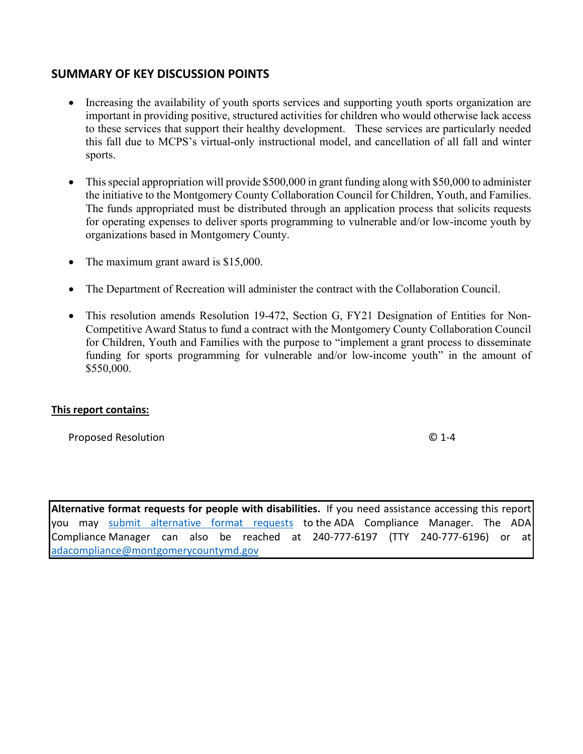## SUMMARY OF KEY DISCUSSION POINTS

- Increasing the availability of youth sports services and supporting youth sports organization are important in providing positive, structured activities for children who would otherwise lack access to these services that support their healthy development. These services are particularly needed this fall due to MCPS's virtual-only instructional model, and cancellation of all fall and winter sports.
- This special appropriation will provide $500,000 in grant funding along with $50,000 to administer the initiative to the Montgomery County Collaboration Council for Children, Youth, and Families. The funds appropriated must be distributed through an application process that solicits requests for operating expenses to deliver sports programming to vulnerable and/or low-income youth by organizations based in Montgomery County.
- The maximum grant award is $15,000.
- The Department of Recreation will administer the contract with the Collaboration Council.
- This resolution amends Resolution 19-472, Section G, FY21 Designation of Entities for Non-Competitive Award Status to fund a contract with the Montgomery County Collaboration Council for Children, Youth and Families with the purpose to "implement a grant process to disseminate funding for sports programming for vulnerable and/or low-income youth" in the amount of $550,000.

**This report contains:**

| | |
|---|---|
| Proposed Resolution | © 1-4 |

**Alternative format requests for people with disabilities.** If you need assistance accessing this report you may [submit alternative format requests](submit alternative format requests) to the ADA Compliance Manager. The ADA Compliance Manager can also be reached at 240-777-6197 (TTY 240-777-6196) or at [adacompliance@montgomerycountymd.gov](mailto:adacompliance@montgomerycountymd.gov)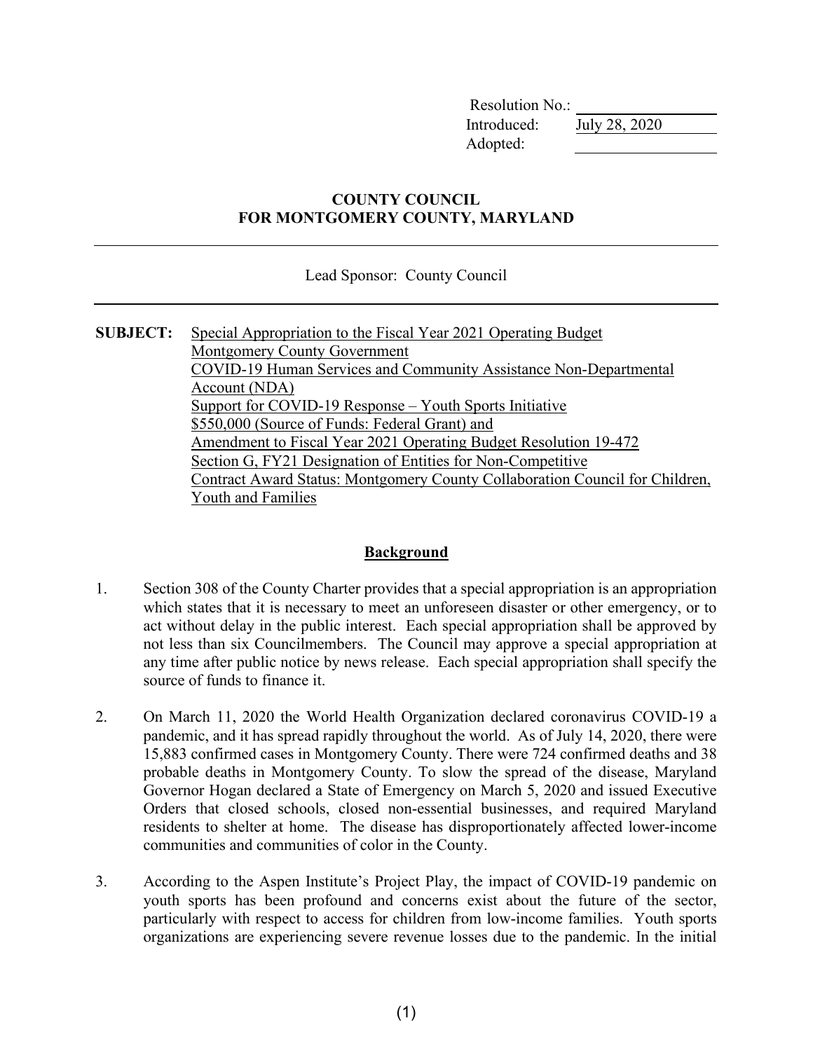| | |
|---|---|
| Resolution No.: | |
| Introduced: | July 28, 2020 |
| Adopted: | |

**COUNTY COUNCIL**
**FOR MONTGOMERY COUNTY, MARYLAND**

---

Lead Sponsor: County Council

---

**SUBJECT:** Special Appropriation to the Fiscal Year 2021 Operating Budget
Montgomery County Government
COVID-19 Human Services and Community Assistance Non-Departmental Account (NDA)
Support for COVID-19 Response – Youth Sports Initiative
$550,000 (Source of Funds: Federal Grant) and
Amendment to Fiscal Year 2021 Operating Budget Resolution 19-472
Section G, FY21 Designation of Entities for Non-Competitive
Contract Award Status: Montgomery County Collaboration Council for Children, Youth and Families

## Background

1. Section 308 of the County Charter provides that a special appropriation is an appropriation which states that it is necessary to meet an unforeseen disaster or other emergency, or to act without delay in the public interest. Each special appropriation shall be approved by not less than six Councilmembers. The Council may approve a special appropriation at any time after public notice by news release. Each special appropriation shall specify the source of funds to finance it.

2. On March 11, 2020 the World Health Organization declared coronavirus COVID-19 a pandemic, and it has spread rapidly throughout the world. As of July 14, 2020, there were 15,883 confirmed cases in Montgomery County. There were 724 confirmed deaths and 38 probable deaths in Montgomery County. To slow the spread of the disease, Maryland Governor Hogan declared a State of Emergency on March 5, 2020 and issued Executive Orders that closed schools, closed non-essential businesses, and required Maryland residents to shelter at home. The disease has disproportionately affected lower-income communities and communities of color in the County.

3. According to the Aspen Institute's Project Play, the impact of COVID-19 pandemic on youth sports has been profound and concerns exist about the future of the sector, particularly with respect to access for children from low-income families. Youth sports organizations are experiencing severe revenue losses due to the pandemic. In the initial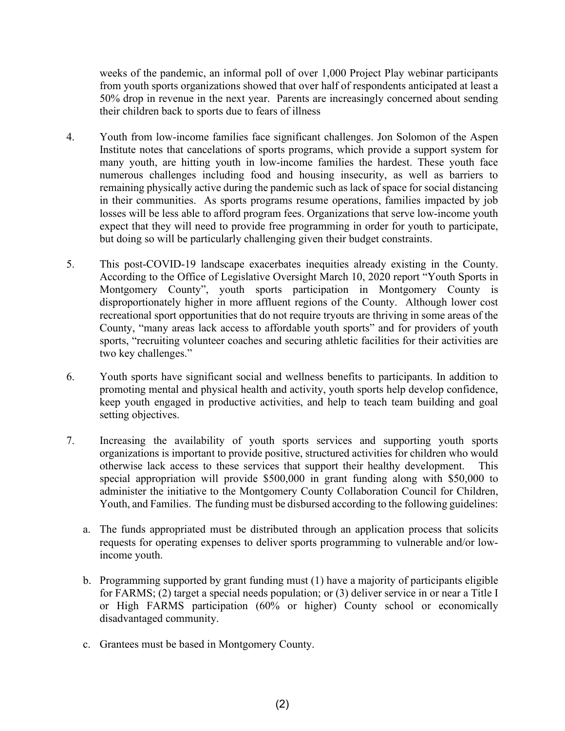weeks of the pandemic, an informal poll of over 1,000 Project Play webinar participants from youth sports organizations showed that over half of respondents anticipated at least a 50% drop in revenue in the next year. Parents are increasingly concerned about sending their children back to sports due to fears of illness

4. Youth from low-income families face significant challenges. Jon Solomon of the Aspen Institute notes that cancelations of sports programs, which provide a support system for many youth, are hitting youth in low-income families the hardest. These youth face numerous challenges including food and housing insecurity, as well as barriers to remaining physically active during the pandemic such as lack of space for social distancing in their communities. As sports programs resume operations, families impacted by job losses will be less able to afford program fees. Organizations that serve low-income youth expect that they will need to provide free programming in order for youth to participate, but doing so will be particularly challenging given their budget constraints.

5. This post-COVID-19 landscape exacerbates inequities already existing in the County. According to the Office of Legislative Oversight March 10, 2020 report "Youth Sports in Montgomery County", youth sports participation in Montgomery County is disproportionately higher in more affluent regions of the County. Although lower cost recreational sport opportunities that do not require tryouts are thriving in some areas of the County, "many areas lack access to affordable youth sports" and for providers of youth sports, "recruiting volunteer coaches and securing athletic facilities for their activities are two key challenges."

6. Youth sports have significant social and wellness benefits to participants. In addition to promoting mental and physical health and activity, youth sports help develop confidence, keep youth engaged in productive activities, and help to teach team building and goal setting objectives.

7. Increasing the availability of youth sports services and supporting youth sports organizations is important to provide positive, structured activities for children who would otherwise lack access to these services that support their healthy development. This special appropriation will provide $500,000 in grant funding along with $50,000 to administer the initiative to the Montgomery County Collaboration Council for Children, Youth, and Families. The funding must be disbursed according to the following guidelines:

   a. The funds appropriated must be distributed through an application process that solicits requests for operating expenses to deliver sports programming to vulnerable and/or low-income youth.

   b. Programming supported by grant funding must (1) have a majority of participants eligible for FARMS; (2) target a special needs population; or (3) deliver service in or near a Title I or High FARMS participation (60% or higher) County school or economically disadvantaged community.

   c. Grantees must be based in Montgomery County.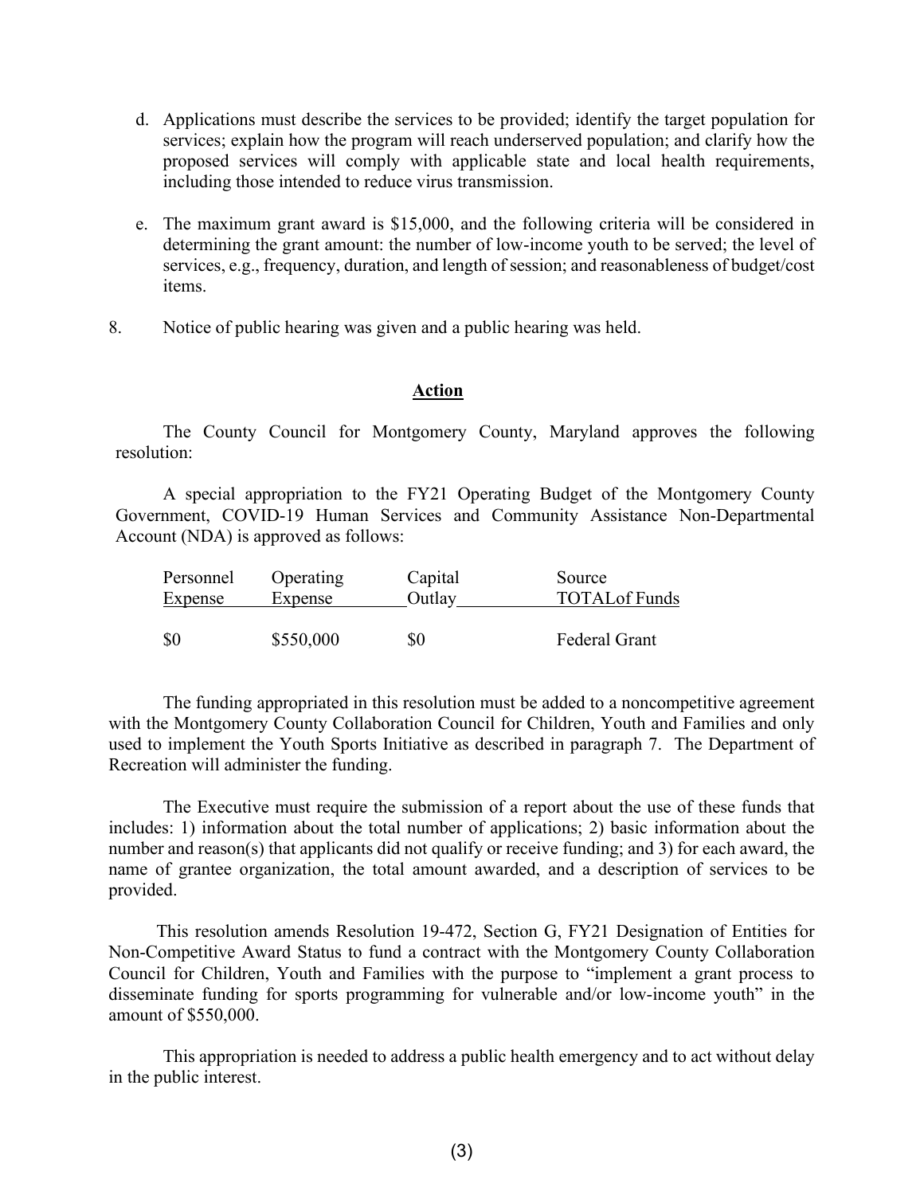d. Applications must describe the services to be provided; identify the target population for services; explain how the program will reach underserved population; and clarify how the proposed services will comply with applicable state and local health requirements, including those intended to reduce virus transmission.

e. The maximum grant award is $15,000, and the following criteria will be considered in determining the grant amount: the number of low-income youth to be served; the level of services, e.g., frequency, duration, and length of session; and reasonableness of budget/cost items.

8. Notice of public hearing was given and a public hearing was held.

## Action

The County Council for Montgomery County, Maryland approves the following resolution:

A special appropriation to the FY21 Operating Budget of the Montgomery County Government, COVID-19 Human Services and Community Assistance Non-Departmental Account (NDA) is approved as follows:

| Personnel Expense | Operating Expense | Capital Outlay | Source TOTALof Funds |
|---|---|---|---|
| $0 | $550,000 | $0 | Federal Grant |

The funding appropriated in this resolution must be added to a noncompetitive agreement with the Montgomery County Collaboration Council for Children, Youth and Families and only used to implement the Youth Sports Initiative as described in paragraph 7. The Department of Recreation will administer the funding.

The Executive must require the submission of a report about the use of these funds that includes: 1) information about the total number of applications; 2) basic information about the number and reason(s) that applicants did not qualify or receive funding; and 3) for each award, the name of grantee organization, the total amount awarded, and a description of services to be provided.

This resolution amends Resolution 19-472, Section G, FY21 Designation of Entities for Non-Competitive Award Status to fund a contract with the Montgomery County Collaboration Council for Children, Youth and Families with the purpose to "implement a grant process to disseminate funding for sports programming for vulnerable and/or low-income youth" in the amount of $550,000.

This appropriation is needed to address a public health emergency and to act without delay in the public interest.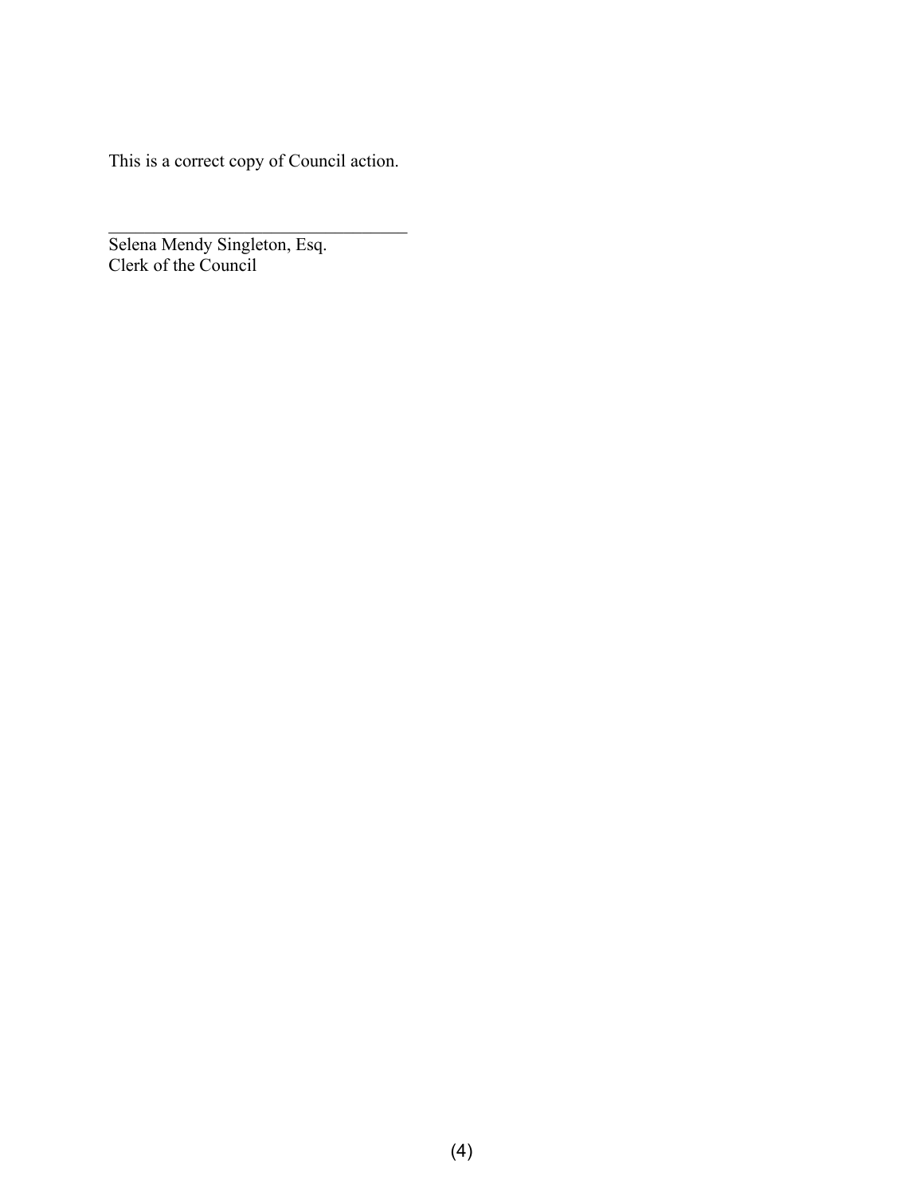This is a correct copy of Council action.

\_\_\_\_\_\_\_\_\_\_\_\_\_\_\_\_\_\_\_\_\_\_\_\_\_\_\_\_\_\_\_\_\_\_\_

Selena Mendy Singleton, Esq.
Clerk of the Council